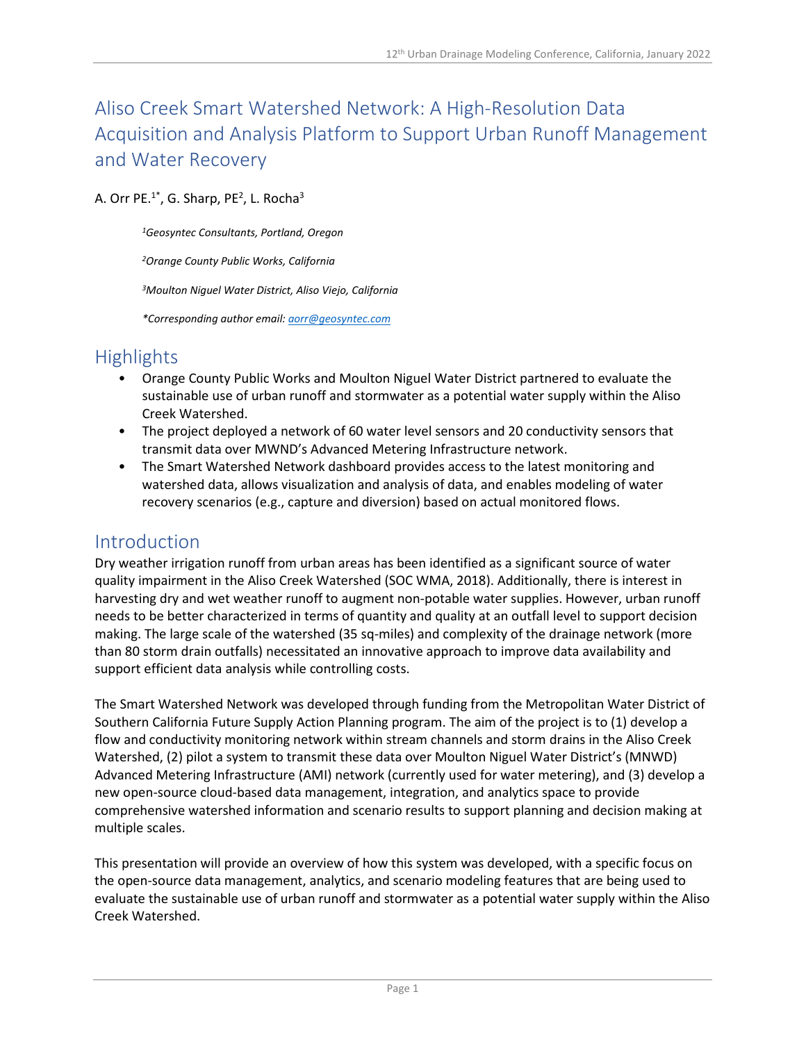# Aliso Creek Smart Watershed Network: A High-Resolution Data Acquisition and Analysis Platform to Support Urban Runoff Management and Water Recovery

A. Orr PE.[1*], G. Sharp, PE[2], L. Rocha[3]

*[1]Geosyntec Consultants, Portland, Oregon*

*[2]Orange County Public Works, California*

*[3]Moulton Niguel Water District, Aliso Viejo, California*

*\*Corresponding author email: aorr@geosyntec.com*

## Highlights

- Orange County Public Works and Moulton Niguel Water District partnered to evaluate the sustainable use of urban runoff and stormwater as a potential water supply within the Aliso Creek Watershed.
- The project deployed a network of 60 water level sensors and 20 conductivity sensors that transmit data over MWND's Advanced Metering Infrastructure network.
- The Smart Watershed Network dashboard provides access to the latest monitoring and watershed data, allows visualization and analysis of data, and enables modeling of water recovery scenarios (e.g., capture and diversion) based on actual monitored flows.

## Introduction

Dry weather irrigation runoff from urban areas has been identified as a significant source of water quality impairment in the Aliso Creek Watershed (SOC WMA, 2018). Additionally, there is interest in harvesting dry and wet weather runoff to augment non-potable water supplies. However, urban runoff needs to be better characterized in terms of quantity and quality at an outfall level to support decision making. The large scale of the watershed (35 sq-miles) and complexity of the drainage network (more than 80 storm drain outfalls) necessitated an innovative approach to improve data availability and support efficient data analysis while controlling costs.

The Smart Watershed Network was developed through funding from the Metropolitan Water District of Southern California Future Supply Action Planning program. The aim of the project is to (1) develop a flow and conductivity monitoring network within stream channels and storm drains in the Aliso Creek Watershed, (2) pilot a system to transmit these data over Moulton Niguel Water District's (MNWD) Advanced Metering Infrastructure (AMI) network (currently used for water metering), and (3) develop a new open-source cloud-based data management, integration, and analytics space to provide comprehensive watershed information and scenario results to support planning and decision making at multiple scales.

This presentation will provide an overview of how this system was developed, with a specific focus on the open-source data management, analytics, and scenario modeling features that are being used to evaluate the sustainable use of urban runoff and stormwater as a potential water supply within the Aliso Creek Watershed.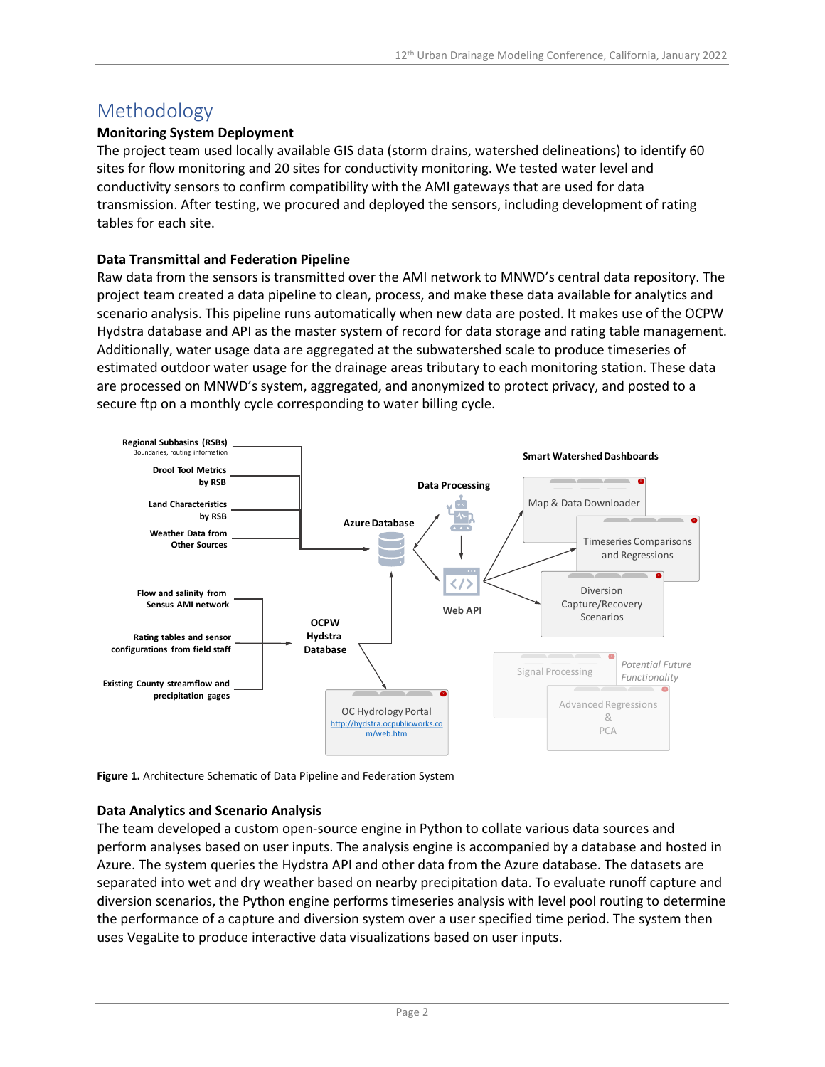# Methodology

### Monitoring System Deployment

The project team used locally available GIS data (storm drains, watershed delineations) to identify 60 sites for flow monitoring and 20 sites for conductivity monitoring. We tested water level and conductivity sensors to confirm compatibility with the AMI gateways that are used for data transmission. After testing, we procured and deployed the sensors, including development of rating tables for each site.

### Data Transmittal and Federation Pipeline

Raw data from the sensors is transmitted over the AMI network to MNWD's central data repository. The project team created a data pipeline to clean, process, and make these data available for analytics and scenario analysis. This pipeline runs automatically when new data are posted. It makes use of the OCPW Hydstra database and API as the master system of record for data storage and rating table management. Additionally, water usage data are aggregated at the subwatershed scale to produce timeseries of estimated outdoor water usage for the drainage areas tributary to each monitoring station. These data are processed on MNWD's system, aggregated, and anonymized to protect privacy, and posted to a secure ftp on a monthly cycle corresponding to water billing cycle.

**Figure 1.** Architecture Schematic of Data Pipeline and Federation System

### Data Analytics and Scenario Analysis

The team developed a custom open-source engine in Python to collate various data sources and perform analyses based on user inputs. The analysis engine is accompanied by a database and hosted in Azure. The system queries the Hydstra API and other data from the Azure database. The datasets are separated into wet and dry weather based on nearby precipitation data. To evaluate runoff capture and diversion scenarios, the Python engine performs timeseries analysis with level pool routing to determine the performance of a capture and diversion system over a user specified time period. The system then uses VegaLite to produce interactive data visualizations based on user inputs.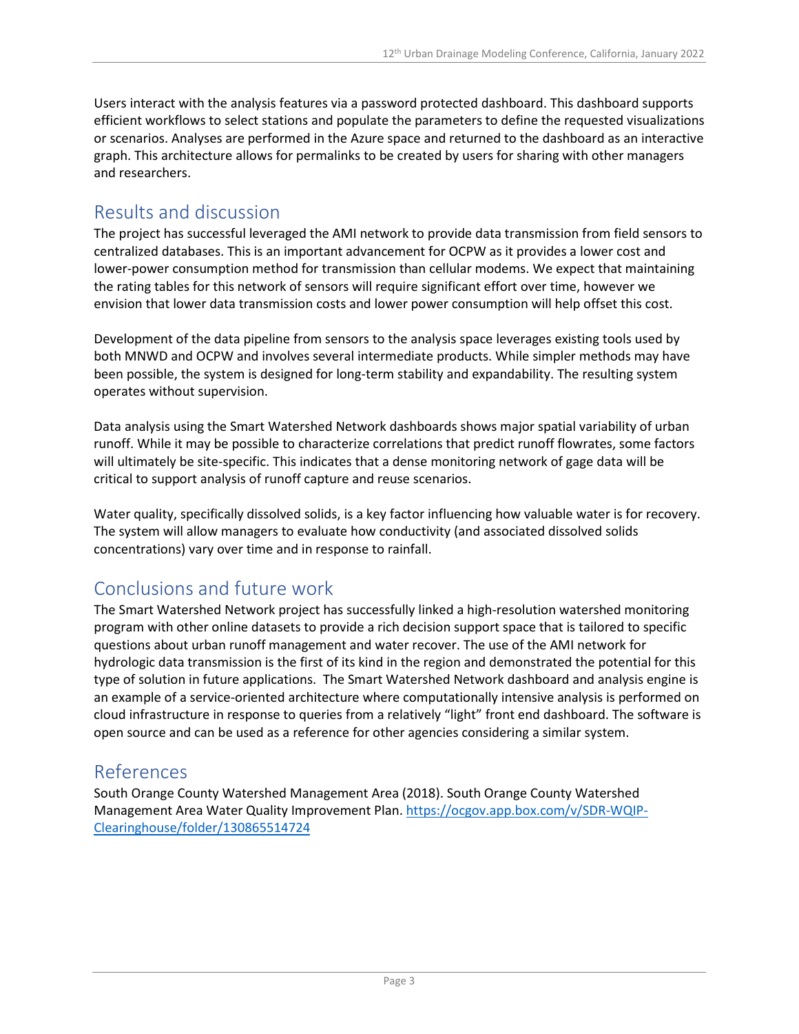Users interact with the analysis features via a password protected dashboard. This dashboard supports efficient workflows to select stations and populate the parameters to define the requested visualizations or scenarios. Analyses are performed in the Azure space and returned to the dashboard as an interactive graph. This architecture allows for permalinks to be created by users for sharing with other managers and researchers.

## Results and discussion

The project has successful leveraged the AMI network to provide data transmission from field sensors to centralized databases. This is an important advancement for OCPW as it provides a lower cost and lower-power consumption method for transmission than cellular modems. We expect that maintaining the rating tables for this network of sensors will require significant effort over time, however we envision that lower data transmission costs and lower power consumption will help offset this cost.

Development of the data pipeline from sensors to the analysis space leverages existing tools used by both MNWD and OCPW and involves several intermediate products. While simpler methods may have been possible, the system is designed for long-term stability and expandability. The resulting system operates without supervision.

Data analysis using the Smart Watershed Network dashboards shows major spatial variability of urban runoff. While it may be possible to characterize correlations that predict runoff flowrates, some factors will ultimately be site-specific. This indicates that a dense monitoring network of gage data will be critical to support analysis of runoff capture and reuse scenarios.

Water quality, specifically dissolved solids, is a key factor influencing how valuable water is for recovery. The system will allow managers to evaluate how conductivity (and associated dissolved solids concentrations) vary over time and in response to rainfall.

## Conclusions and future work

The Smart Watershed Network project has successfully linked a high-resolution watershed monitoring program with other online datasets to provide a rich decision support space that is tailored to specific questions about urban runoff management and water recover. The use of the AMI network for hydrologic data transmission is the first of its kind in the region and demonstrated the potential for this type of solution in future applications. The Smart Watershed Network dashboard and analysis engine is an example of a service-oriented architecture where computationally intensive analysis is performed on cloud infrastructure in response to queries from a relatively "light" front end dashboard. The software is open source and can be used as a reference for other agencies considering a similar system.

## References

South Orange County Watershed Management Area (2018). South Orange County Watershed Management Area Water Quality Improvement Plan. https://ocgov.app.box.com/v/SDR-WQIP-Clearinghouse/folder/130865514724